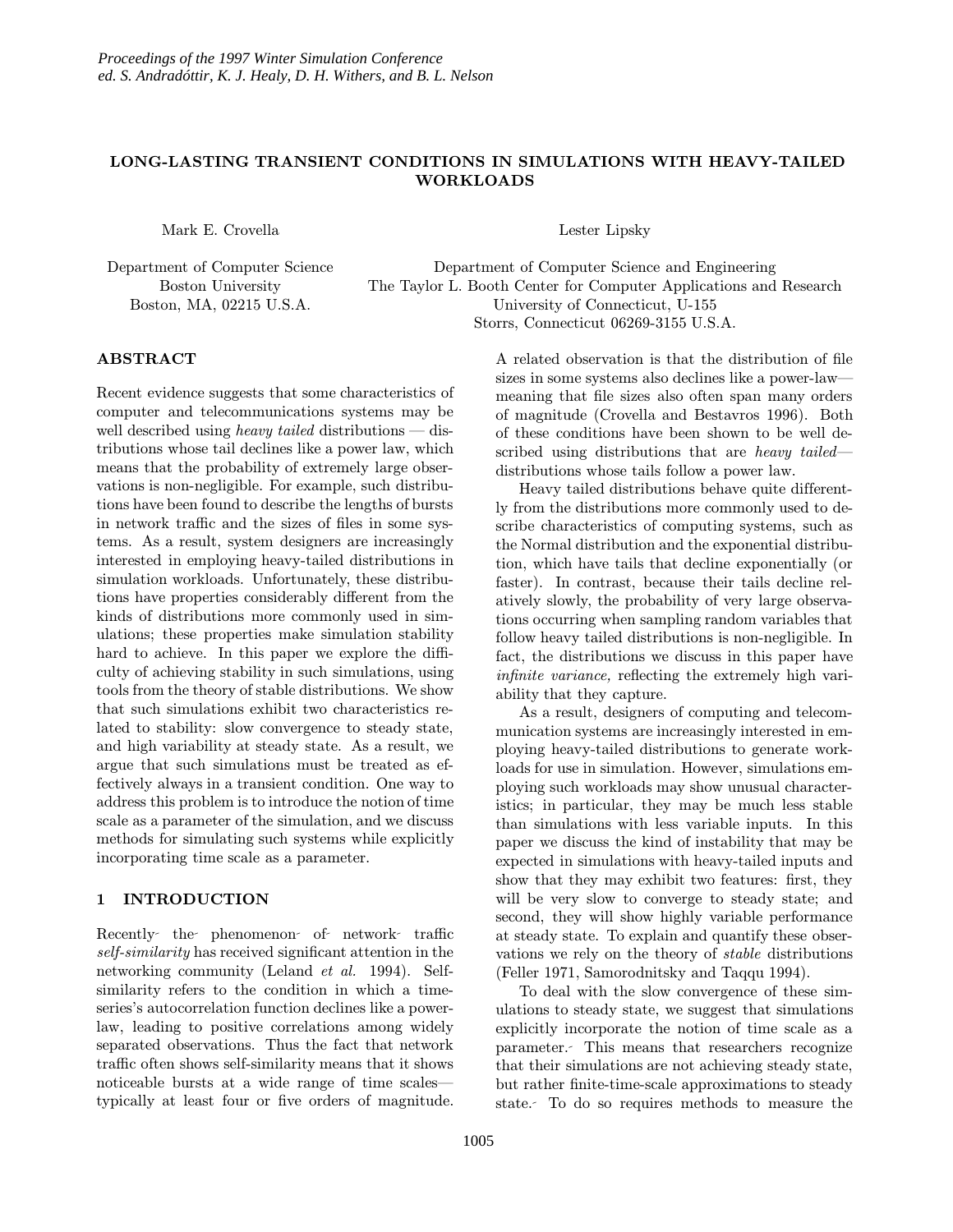# LONG-LASTING TRANSIENT CONDITIONS IN SIMULATIONS WITH HEAVY-TAILED WORKLOADS

Mark E. Crovella

Department of Computer Science
Boston University
Boston, MA, 02215 U.S.A.

Lester Lipsky

Department of Computer Science and Engineering
The Taylor L. Booth Center for Computer Applications and Research
University of Connecticut, U-155
Storrs, Connecticut 06269-3155 U.S.A.

## ABSTRACT

Recent evidence suggests that some characteristics of computer and telecommunications systems may be well described using *heavy tailed* distributions — distributions whose tail declines like a power law, which means that the probability of extremely large observations is non-negligible. For example, such distributions have been found to describe the lengths of bursts in network traffic and the sizes of files in some systems. As a result, system designers are increasingly interested in employing heavy-tailed distributions in simulation workloads. Unfortunately, these distributions have properties considerably different from the kinds of distributions more commonly used in simulations; these properties make simulation stability hard to achieve. In this paper we explore the difficulty of achieving stability in such simulations, using tools from the theory of stable distributions. We show that such simulations exhibit two characteristics related to stability: slow convergence to steady state, and high variability at steady state. As a result, we argue that such simulations must be treated as effectively always in a transient condition. One way to address this problem is to introduce the notion of time scale as a parameter of the simulation, and we discuss methods for simulating such systems while explicitly incorporating time scale as a parameter.

## 1 INTRODUCTION

Recently the phenomenon of network traffic *self-similarity* has received significant attention in the networking community (Leland *et al.* 1994). Self-similarity refers to the condition in which a time-series's autocorrelation function declines like a power-law, leading to positive correlations among widely separated observations. Thus the fact that network traffic often shows self-similarity means that it shows noticeable bursts at a wide range of time scales—typically at least four or five orders of magnitude. A related observation is that the distribution of file sizes in some systems also declines like a power-law—meaning that file sizes also often span many orders of magnitude (Crovella and Bestavros 1996). Both of these conditions have been shown to be well described using distributions that are *heavy tailed*—distributions whose tails follow a power law.

Heavy tailed distributions behave quite differently from the distributions more commonly used to describe characteristics of computing systems, such as the Normal distribution and the exponential distribution, which have tails that decline exponentially (or faster). In contrast, because their tails decline relatively slowly, the probability of very large observations occurring when sampling random variables that follow heavy tailed distributions is non-negligible. In fact, the distributions we discuss in this paper have *infinite variance,* reflecting the extremely high variability that they capture.

As a result, designers of computing and telecommunication systems are increasingly interested in employing heavy-tailed distributions to generate workloads for use in simulation. However, simulations employing such workloads may show unusual characteristics; in particular, they may be much less stable than simulations with less variable inputs. In this paper we discuss the kind of instability that may be expected in simulations with heavy-tailed inputs and show that they may exhibit two features: first, they will be very slow to converge to steady state; and second, they will show highly variable performance at steady state. To explain and quantify these observations we rely on the theory of *stable* distributions (Feller 1971, Samorodnitsky and Taqqu 1994).

To deal with the slow convergence of these simulations to steady state, we suggest that simulations explicitly incorporate the notion of time scale as a parameter. This means that researchers recognize that their simulations are not achieving steady state, but rather finite-time-scale approximations to steady state. To do so requires methods to measure the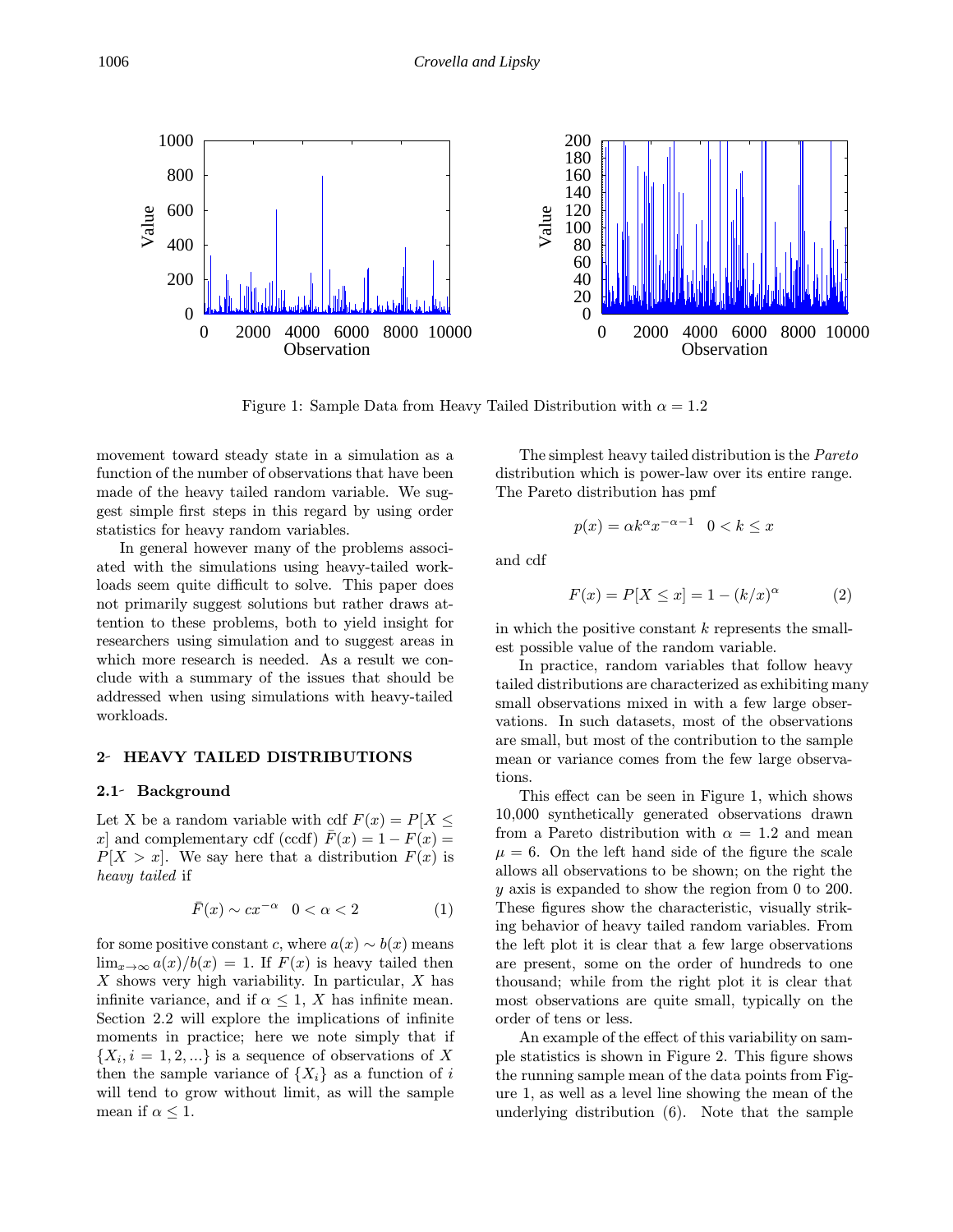Figure 1: Sample Data from Heavy Tailed Distribution with $\alpha = 1.2$

movement toward steady state in a simulation as a function of the number of observations that have been made of the heavy tailed random variable. We suggest simple first steps in this regard by using order statistics for heavy random variables.

In general however many of the problems associated with the simulations using heavy-tailed workloads seem quite difficult to solve. This paper does not primarily suggest solutions but rather draws attention to these problems, both to yield insight for researchers using simulation and to suggest areas in which more research is needed. As a result we conclude with a summary of the issues that should be addressed when using simulations with heavy-tailed workloads.

## 2- HEAVY TAILED DISTRIBUTIONS

### 2.1- Background

Let X be a random variable with cdf $F(x) = P[X \leq x]$ and complementary cdf (ccdf) $\bar{F}(x) = 1 - F(x) = P[X > x]$. We say here that a distribution $F(x)$ is *heavy tailed* if

$$\bar{F}(x) \sim cx^{-\alpha} \quad 0 < \alpha < 2 \tag{1}$$

for some positive constant $c$, where $a(x) \sim b(x)$ means $\lim_{x\to\infty} a(x)/b(x) = 1$. If $F(x)$ is heavy tailed then $X$ shows very high variability. In particular, $X$ has infinite variance, and if $\alpha \leq 1$, $X$ has infinite mean. Section 2.2 will explore the implications of infinite moments in practice; here we note simply that if $\{X_i, i = 1, 2, ...\}$ is a sequence of observations of $X$ then the sample variance of $\{X_i\}$ as a function of $i$ will tend to grow without limit, as will the sample mean if $\alpha \leq 1$.

The simplest heavy tailed distribution is the *Pareto* distribution which is power-law over its entire range. The Pareto distribution has pmf

$$p(x) = \alpha k^{\alpha} x^{-\alpha-1} \quad 0 < k \leq x$$

and cdf

$$F(x) = P[X \leq x] = 1 - (k/x)^{\alpha} \tag{2}$$

in which the positive constant $k$ represents the smallest possible value of the random variable.

In practice, random variables that follow heavy tailed distributions are characterized as exhibiting many small observations mixed in with a few large observations. In such datasets, most of the observations are small, but most of the contribution to the sample mean or variance comes from the few large observations.

This effect can be seen in Figure 1, which shows 10,000 synthetically generated observations drawn from a Pareto distribution with $\alpha = 1.2$ and mean $\mu = 6$. On the left hand side of the figure the scale allows all observations to be shown; on the right the $y$ axis is expanded to show the region from 0 to 200. These figures show the characteristic, visually striking behavior of heavy tailed random variables. From the left plot it is clear that a few large observations are present, some on the order of hundreds to one thousand; while from the right plot it is clear that most observations are quite small, typically on the order of tens or less.

An example of the effect of this variability on sample statistics is shown in Figure 2. This figure shows the running sample mean of the data points from Figure 1, as well as a level line showing the mean of the underlying distribution (6). Note that the sample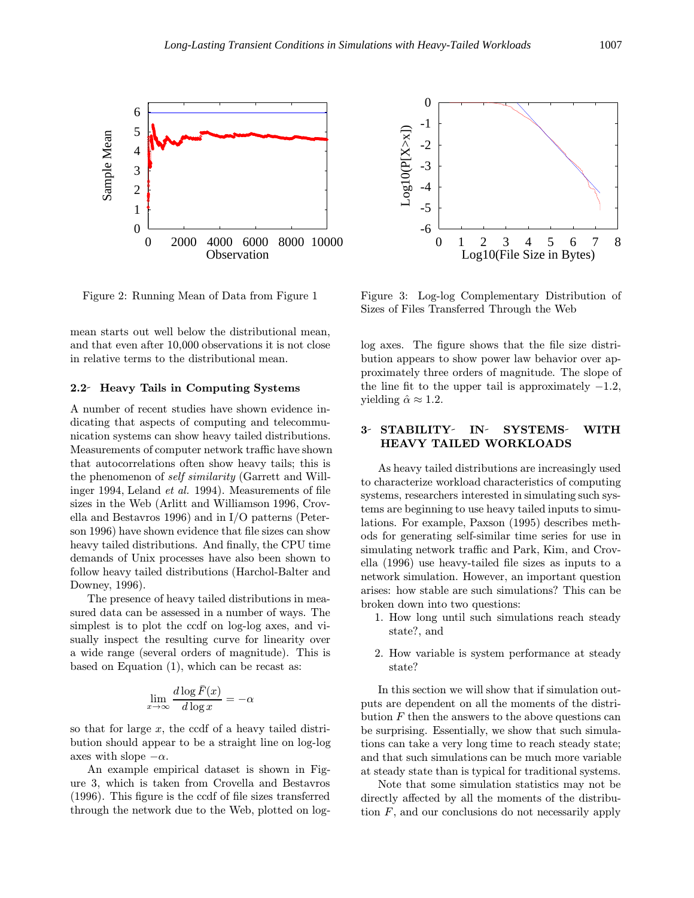Figure 2: Running Mean of Data from Figure 1

Figure 3: Log-log Complementary Distribution of Sizes of Files Transferred Through the Web

mean starts out well below the distributional mean, and that even after 10,000 observations it is not close in relative terms to the distributional mean.

### 2.2 Heavy Tails in Computing Systems

A number of recent studies have shown evidence indicating that aspects of computing and telecommunication systems can show heavy tailed distributions. Measurements of computer network traffic have shown that autocorrelations often show heavy tails; this is the phenomenon of *self similarity* (Garrett and Willinger 1994, Leland *et al.* 1994). Measurements of file sizes in the Web (Arlitt and Williamson 1996, Crovella and Bestavros 1996) and in I/O patterns (Peterson 1996) have shown evidence that file sizes can show heavy tailed distributions. And finally, the CPU time demands of Unix processes have also been shown to follow heavy tailed distributions (Harchol-Balter and Downey, 1996).

The presence of heavy tailed distributions in measured data can be assessed in a number of ways. The simplest is to plot the ccdf on log-log axes, and visually inspect the resulting curve for linearity over a wide range (several orders of magnitude). This is based on Equation (1), which can be recast as:

$$\lim_{x \to \infty} \frac{d \log \bar{F}(x)}{d \log x} = -\alpha$$

so that for large $x$, the ccdf of a heavy tailed distribution should appear to be a straight line on log-log axes with slope $-\alpha$.

An example empirical dataset is shown in Figure 3, which is taken from Crovella and Bestavros (1996). This figure is the ccdf of file sizes transferred through the network due to the Web, plotted on log-log axes. The figure shows that the file size distribution appears to show power law behavior over approximately three orders of magnitude. The slope of the line fit to the upper tail is approximately $-1.2$, yielding $\hat{\alpha} \approx 1.2$.

## 3 STABILITY IN SYSTEMS WITH HEAVY TAILED WORKLOADS

As heavy tailed distributions are increasingly used to characterize workload characteristics of computing systems, researchers interested in simulating such systems are beginning to use heavy tailed inputs to simulations. For example, Paxson (1995) describes methods for generating self-similar time series for use in simulating network traffic and Park, Kim, and Crovella (1996) use heavy-tailed file sizes as inputs to a network simulation. However, an important question arises: how stable are such simulations? This can be broken down into two questions:

1. How long until such simulations reach steady state?, and
2. How variable is system performance at steady state?

In this section we will show that if simulation outputs are dependent on all the moments of the distribution $F$ then the answers to the above questions can be surprising. Essentially, we show that such simulations can take a very long time to reach steady state; and that such simulations can be much more variable at steady state than is typical for traditional systems.

Note that some simulation statistics may not be directly affected by all the moments of the distribution $F$, and our conclusions do not necessarily apply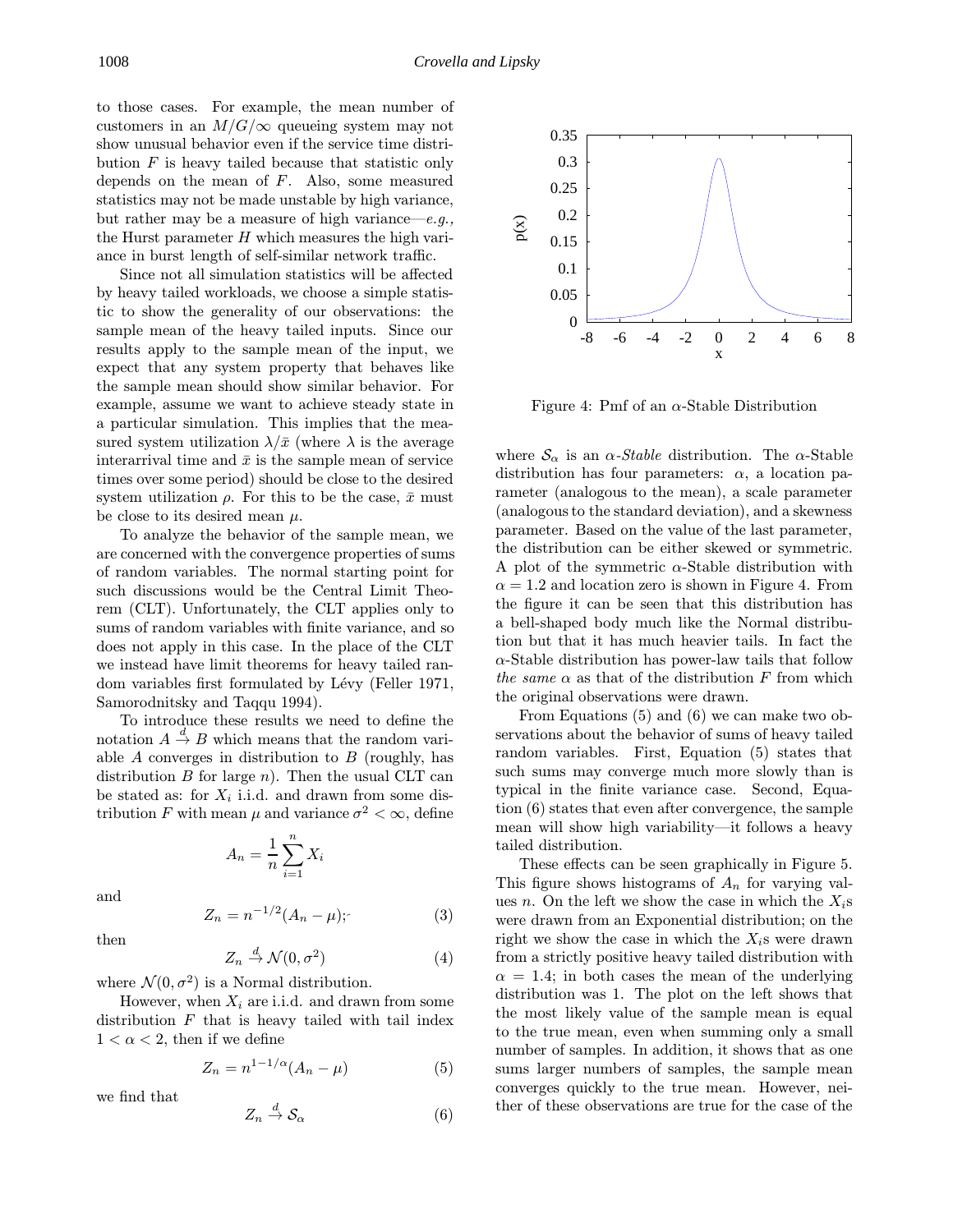to those cases. For example, the mean number of customers in an $M/G/\infty$ queueing system may not show unusual behavior even if the service time distribution $F$ is heavy tailed because that statistic only depends on the mean of $F$. Also, some measured statistics may not be made unstable by high variance, but rather may be a measure of high variance—*e.g.,* the Hurst parameter $H$ which measures the high variance in burst length of self-similar network traffic.

Since not all simulation statistics will be affected by heavy tailed workloads, we choose a simple statistic to show the generality of our observations: the sample mean of the heavy tailed inputs. Since our results apply to the sample mean of the input, we expect that any system property that behaves like the sample mean should show similar behavior. For example, assume we want to achieve steady state in a particular simulation. This implies that the measured system utilization $\lambda/\bar{x}$ (where $\lambda$ is the average interarrival time and $\bar{x}$ is the sample mean of service times over some period) should be close to the desired system utilization $\rho$. For this to be the case, $\bar{x}$ must be close to its desired mean $\mu$.

To analyze the behavior of the sample mean, we are concerned with the convergence properties of sums of random variables. The normal starting point for such discussions would be the Central Limit Theorem (CLT). Unfortunately, the CLT applies only to sums of random variables with finite variance, and so does not apply in this case. In the place of the CLT we instead have limit theorems for heavy tailed random variables first formulated by Lévy (Feller 1971, Samorodnitsky and Taqqu 1994).

To introduce these results we need to define the notation $A \xrightarrow{d} B$ which means that the random variable $A$ converges in distribution to $B$ (roughly, has distribution $B$ for large $n$). Then the usual CLT can be stated as: for $X_i$ i.i.d. and drawn from some distribution $F$ with mean $\mu$ and variance $\sigma^2 < \infty$, define

$$A_n = \frac{1}{n}\sum_{i=1}^{n} X_i$$

and

$$Z_n = n^{-1/2}(A_n - \mu); \tag{3}$$

then

$$Z_n \xrightarrow{d} \mathcal{N}(0, \sigma^2) \tag{4}$$

where $\mathcal{N}(0, \sigma^2)$ is a Normal distribution.

However, when $X_i$ are i.i.d. and drawn from some distribution $F$ that is heavy tailed with tail index $1 < \alpha < 2$, then if we define

$$Z_n = n^{1-1/\alpha}(A_n - \mu) \tag{5}$$

we find that

$$Z_n \xrightarrow{d} \mathcal{S}_\alpha \tag{6}$$

Figure 4: Pmf of an $\alpha$-Stable Distribution

where $\mathcal{S}_\alpha$ is an $\alpha$-*Stable* distribution. The $\alpha$-Stable distribution has four parameters: $\alpha$, a location parameter (analogous to the mean), a scale parameter (analogous to the standard deviation), and a skewness parameter. Based on the value of the last parameter, the distribution can be either skewed or symmetric. A plot of the symmetric $\alpha$-Stable distribution with $\alpha = 1.2$ and location zero is shown in Figure 4. From the figure it can be seen that this distribution has a bell-shaped body much like the Normal distribution but that it has much heavier tails. In fact the $\alpha$-Stable distribution has power-law tails that follow *the same* $\alpha$ as that of the distribution $F$ from which the original observations were drawn.

From Equations (5) and (6) we can make two observations about the behavior of sums of heavy tailed random variables. First, Equation (5) states that such sums may converge much more slowly than is typical in the finite variance case. Second, Equation (6) states that even after convergence, the sample mean will show high variability—it follows a heavy tailed distribution.

These effects can be seen graphically in Figure 5. This figure shows histograms of $A_n$ for varying values $n$. On the left we show the case in which the $X_i$s were drawn from an Exponential distribution; on the right we show the case in which the $X_i$s were drawn from a strictly positive heavy tailed distribution with $\alpha = 1.4$; in both cases the mean of the underlying distribution was 1. The plot on the left shows that the most likely value of the sample mean is equal to the true mean, even when summing only a small number of samples. In addition, it shows that as one sums larger numbers of samples, the sample mean converges quickly to the true mean. However, neither of these observations are true for the case of the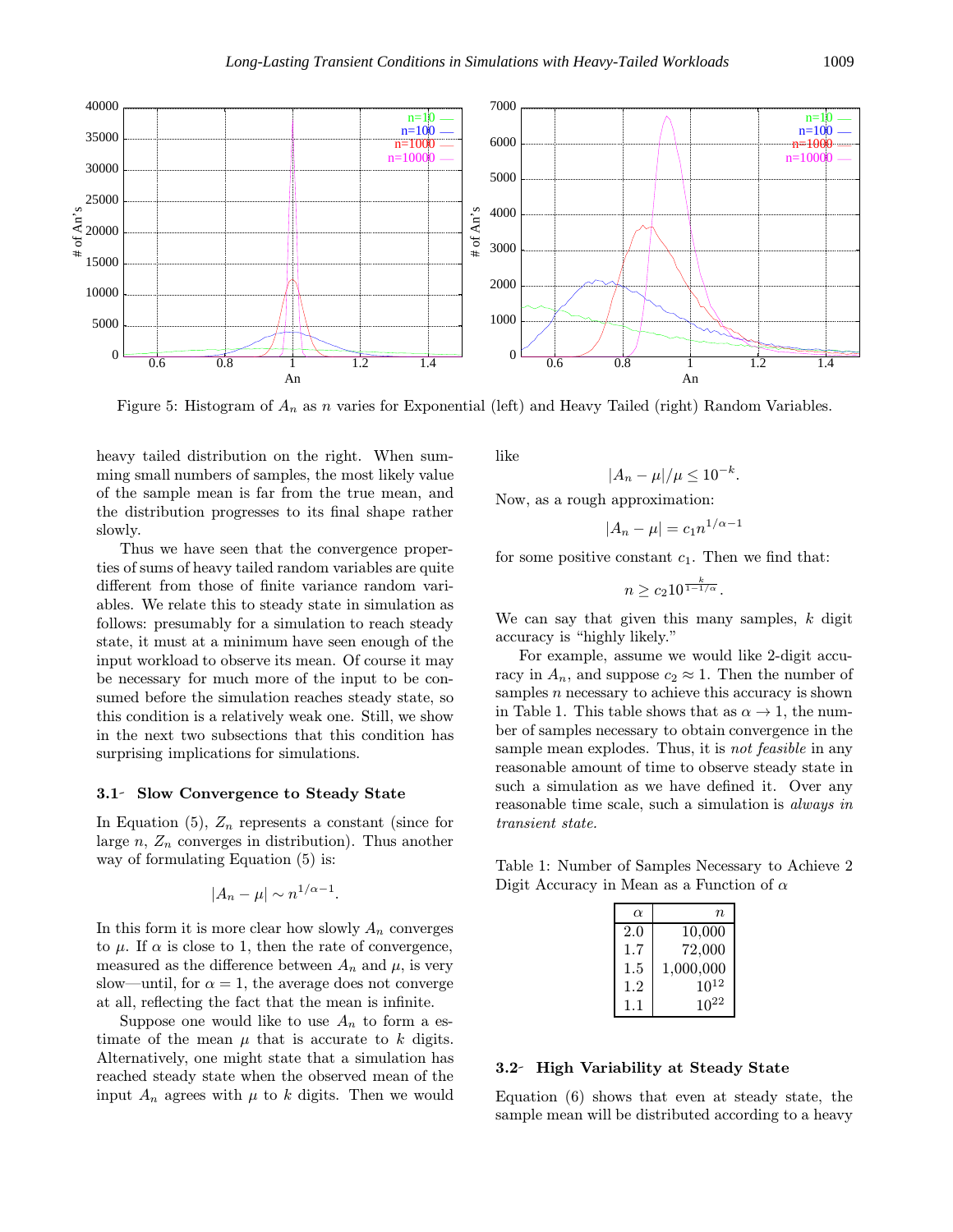Figure 5: Histogram of $A_n$ as $n$ varies for Exponential (left) and Heavy Tailed (right) Random Variables.

heavy tailed distribution on the right. When summing small numbers of samples, the most likely value of the sample mean is far from the true mean, and the distribution progresses to its final shape rather slowly.

Thus we have seen that the convergence properties of sums of heavy tailed random variables are quite different from those of finite variance random variables. We relate this to steady state in simulation as follows: presumably for a simulation to reach steady state, it must at a minimum have seen enough of the input workload to observe its mean. Of course it may be necessary for much more of the input to be consumed before the simulation reaches steady state, so this condition is a relatively weak one. Still, we show in the next two subsections that this condition has surprising implications for simulations.

### 3.1 Slow Convergence to Steady State

In Equation (5), $Z_n$ represents a constant (since for large $n$, $Z_n$ converges in distribution). Thus another way of formulating Equation (5) is:

$$|A_n - \mu| \sim n^{1/\alpha - 1}.$$

In this form it is more clear how slowly $A_n$ converges to $\mu$. If $\alpha$ is close to 1, then the rate of convergence, measured as the difference between $A_n$ and $\mu$, is very slow—until, for $\alpha = 1$, the average does not converge at all, reflecting the fact that the mean is infinite.

Suppose one would like to use $A_n$ to form a estimate of the mean $\mu$ that is accurate to $k$ digits. Alternatively, one might state that a simulation has reached steady state when the observed mean of the input $A_n$ agrees with $\mu$ to $k$ digits. Then we would like

$$|A_n - \mu|/\mu \leq 10^{-k}.$$

Now, as a rough approximation:

$$|A_n - \mu| = c_1 n^{1/\alpha - 1}$$

for some positive constant $c_1$. Then we find that:

$$n \geq c_2 10^{\frac{k}{1-1/\alpha}}.$$

We can say that given this many samples, $k$ digit accuracy is "highly likely."

For example, assume we would like 2-digit accuracy in $A_n$, and suppose $c_2 \approx 1$. Then the number of samples $n$ necessary to achieve this accuracy is shown in Table 1. This table shows that as $\alpha \to 1$, the number of samples necessary to obtain convergence in the sample mean explodes. Thus, it is *not feasible* in any reasonable amount of time to observe steady state in such a simulation as we have defined it. Over any reasonable time scale, such a simulation is *always in transient state.*

Table 1: Number of Samples Necessary to Achieve 2 Digit Accuracy in Mean as a Function of $\alpha$

| $\alpha$ | $n$ |
|---|---|
| 2.0 | 10,000 |
| 1.7 | 72,000 |
| 1.5 | 1,000,000 |
| 1.2 | $10^{12}$ |
| 1.1 | $10^{22}$ |

### 3.2 High Variability at Steady State

Equation (6) shows that even at steady state, the sample mean will be distributed according to a heavy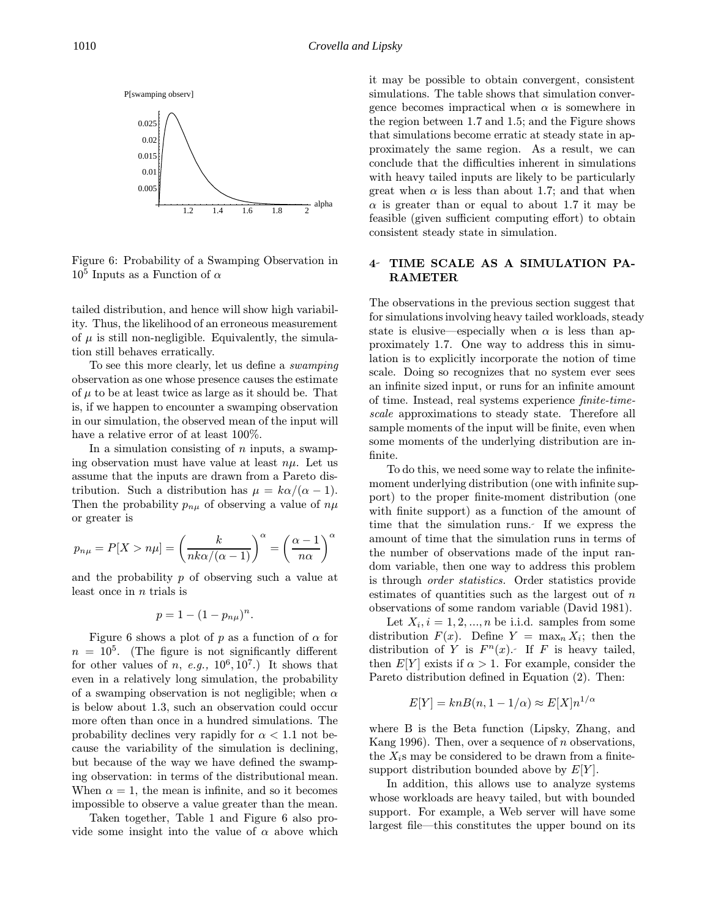Figure 6: Probability of a Swamping Observation in $10^5$ Inputs as a Function of $\alpha$

tailed distribution, and hence will show high variability. Thus, the likelihood of an erroneous measurement of $\mu$ is still non-negligible. Equivalently, the simulation still behaves erratically.

To see this more clearly, let us define a *swamping* observation as one whose presence causes the estimate of $\mu$ to be at least twice as large as it should be. That is, if we happen to encounter a swamping observation in our simulation, the observed mean of the input will have a relative error of at least 100%.

In a simulation consisting of $n$ inputs, a swamping observation must have value at least $n\mu$. Let us assume that the inputs are drawn from a Pareto distribution. Such a distribution has $\mu = k\alpha/(\alpha - 1)$. Then the probability $p_{n\mu}$ of observing a value of $n\mu$ or greater is

$$p_{n\mu} = P[X > n\mu] = \left(\frac{k}{nk\alpha/(\alpha-1)}\right)^{\alpha} = \left(\frac{\alpha-1}{n\alpha}\right)^{\alpha}$$

and the probability $p$ of observing such a value at least once in $n$ trials is

$$p = 1 - (1 - p_{n\mu})^n.$$

Figure 6 shows a plot of $p$ as a function of $\alpha$ for $n = 10^5$. (The figure is not significantly different for other values of $n$, *e.g.,* $10^6, 10^7$.) It shows that even in a relatively long simulation, the probability of a swamping observation is not negligible; when $\alpha$ is below about 1.3, such an observation could occur more often than once in a hundred simulations. The probability declines very rapidly for $\alpha < 1.1$ not because the variability of the simulation is declining, but because of the way we have defined the swamping observation: in terms of the distributional mean. When $\alpha = 1$, the mean is infinite, and so it becomes impossible to observe a value greater than the mean.

Taken together, Table 1 and Figure 6 also provide some insight into the value of $\alpha$ above which it may be possible to obtain convergent, consistent simulations. The table shows that simulation convergence becomes impractical when $\alpha$ is somewhere in the region between 1.7 and 1.5; and the Figure shows that simulations become erratic at steady state in approximately the same region. As a result, we can conclude that the difficulties inherent in simulations with heavy tailed inputs are likely to be particularly great when $\alpha$ is less than about 1.7; and that when $\alpha$ is greater than or equal to about 1.7 it may be feasible (given sufficient computing effort) to obtain consistent steady state in simulation.

## 4 TIME SCALE AS A SIMULATION PARAMETER

The observations in the previous section suggest that for simulations involving heavy tailed workloads, steady state is elusive—especially when $\alpha$ is less than approximately 1.7. One way to address this in simulation is to explicitly incorporate the notion of time scale. Doing so recognizes that no system ever sees an infinite sized input, or runs for an infinite amount of time. Instead, real systems experience *finite-time-scale* approximations to steady state. Therefore all sample moments of the input will be finite, even when some moments of the underlying distribution are infinite.

To do this, we need some way to relate the infinite-moment underlying distribution (one with infinite support) to the proper finite-moment distribution (one with finite support) as a function of the amount of time that the simulation runs. If we express the amount of time that the simulation runs in terms of the number of observations made of the input random variable, then one way to address this problem is through *order statistics.* Order statistics provide estimates of quantities such as the largest out of $n$ observations of some random variable (David 1981).

Let $X_i, i = 1, 2, ..., n$ be i.i.d. samples from some distribution $F(x)$. Define $Y = \max_n X_i$; then the distribution of $Y$ is $F^n(x)$. If $F$ is heavy tailed, then $E[Y]$ exists if $\alpha > 1$. For example, consider the Pareto distribution defined in Equation (2). Then:

$$E[Y] = knB(n, 1 - 1/\alpha) \approx E[X]n^{1/\alpha}$$

where B is the Beta function (Lipsky, Zhang, and Kang 1996). Then, over a sequence of $n$ observations, the $X_i$s may be considered to be drawn from a finite-support distribution bounded above by $E[Y]$.

In addition, this allows use to analyze systems whose workloads are heavy tailed, but with bounded support. For example, a Web server will have some largest file—this constitutes the upper bound on its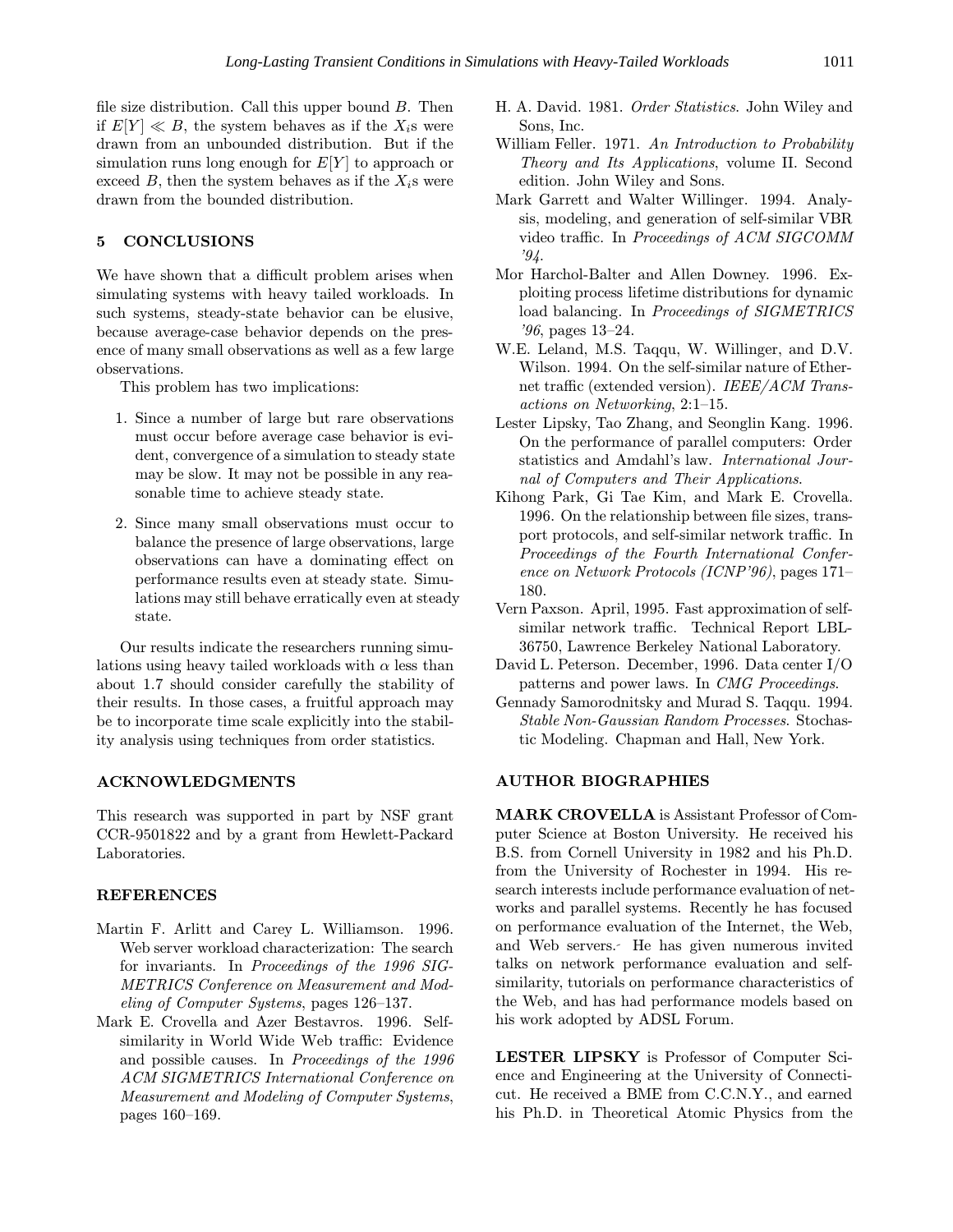file size distribution. Call this upper bound $B$. Then if $E[Y] \ll B$, the system behaves as if the $X_i$s were drawn from an unbounded distribution. But if the simulation runs long enough for $E[Y]$ to approach or exceed $B$, then the system behaves as if the $X_i$s were drawn from the bounded distribution.

## 5 CONCLUSIONS

We have shown that a difficult problem arises when simulating systems with heavy tailed workloads. In such systems, steady-state behavior can be elusive, because average-case behavior depends on the presence of many small observations as well as a few large observations.

This problem has two implications:

1. Since a number of large but rare observations must occur before average case behavior is evident, convergence of a simulation to steady state may be slow. It may not be possible in any reasonable time to achieve steady state.

2. Since many small observations must occur to balance the presence of large observations, large observations can have a dominating effect on performance results even at steady state. Simulations may still behave erratically even at steady state.

Our results indicate the researchers running simulations using heavy tailed workloads with $\alpha$ less than about 1.7 should consider carefully the stability of their results. In those cases, a fruitful approach may be to incorporate time scale explicitly into the stability analysis using techniques from order statistics.

## ACKNOWLEDGMENTS

This research was supported in part by NSF grant CCR-9501822 and by a grant from Hewlett-Packard Laboratories.

## REFERENCES

Martin F. Arlitt and Carey L. Williamson. 1996. Web server workload characterization: The search for invariants. In *Proceedings of the 1996 SIGMETRICS Conference on Measurement and Modeling of Computer Systems*, pages 126–137.

Mark E. Crovella and Azer Bestavros. 1996. Self-similarity in World Wide Web traffic: Evidence and possible causes. In *Proceedings of the 1996 ACM SIGMETRICS International Conference on Measurement and Modeling of Computer Systems*, pages 160–169.

H. A. David. 1981. *Order Statistics*. John Wiley and Sons, Inc.

William Feller. 1971. *An Introduction to Probability Theory and Its Applications*, volume II. Second edition. John Wiley and Sons.

Mark Garrett and Walter Willinger. 1994. Analysis, modeling, and generation of self-similar VBR video traffic. In *Proceedings of ACM SIGCOMM '94*.

Mor Harchol-Balter and Allen Downey. 1996. Exploiting process lifetime distributions for dynamic load balancing. In *Proceedings of SIGMETRICS '96*, pages 13–24.

W.E. Leland, M.S. Taqqu, W. Willinger, and D.V. Wilson. 1994. On the self-similar nature of Ethernet traffic (extended version). *IEEE/ACM Transactions on Networking*, 2:1–15.

Lester Lipsky, Tao Zhang, and Seonglin Kang. 1996. On the performance of parallel computers: Order statistics and Amdahl's law. *International Journal of Computers and Their Applications*.

Kihong Park, Gi Tae Kim, and Mark E. Crovella. 1996. On the relationship between file sizes, transport protocols, and self-similar network traffic. In *Proceedings of the Fourth International Conference on Network Protocols (ICNP'96)*, pages 171–180.

Vern Paxson. April, 1995. Fast approximation of self-similar network traffic. Technical Report LBL-36750, Lawrence Berkeley National Laboratory.

David L. Peterson. December, 1996. Data center I/O patterns and power laws. In *CMG Proceedings*.

Gennady Samorodnitsky and Murad S. Taqqu. 1994. *Stable Non-Gaussian Random Processes*. Stochastic Modeling. Chapman and Hall, New York.

## AUTHOR BIOGRAPHIES

**MARK CROVELLA** is Assistant Professor of Computer Science at Boston University. He received his B.S. from Cornell University in 1982 and his Ph.D. from the University of Rochester in 1994. His research interests include performance evaluation of networks and parallel systems. Recently he has focused on performance evaluation of the Internet, the Web, and Web servers. He has given numerous invited talks on network performance evaluation and self-similarity, tutorials on performance characteristics of the Web, and has had performance models based on his work adopted by ADSL Forum.

**LESTER LIPSKY** is Professor of Computer Science and Engineering at the University of Connecticut. He received a BME from C.C.N.Y., and earned his Ph.D. in Theoretical Atomic Physics from the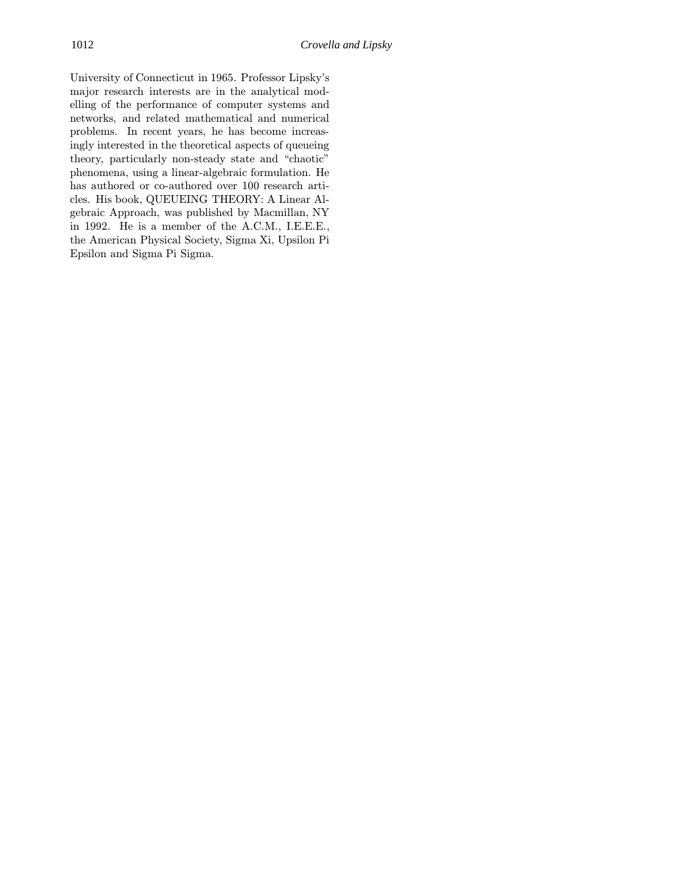University of Connecticut in 1965. Professor Lipsky's major research interests are in the analytical modelling of the performance of computer systems and networks, and related mathematical and numerical problems. In recent years, he has become increasingly interested in the theoretical aspects of queueing theory, particularly non-steady state and "chaotic" phenomena, using a linear-algebraic formulation. He has authored or co-authored over 100 research articles. His book, QUEUEING THEORY: A Linear Algebraic Approach, was published by Macmillan, NY in 1992. He is a member of the A.C.M., I.E.E.E., the American Physical Society, Sigma Xi, Upsilon Pi Epsilon and Sigma Pi Sigma.